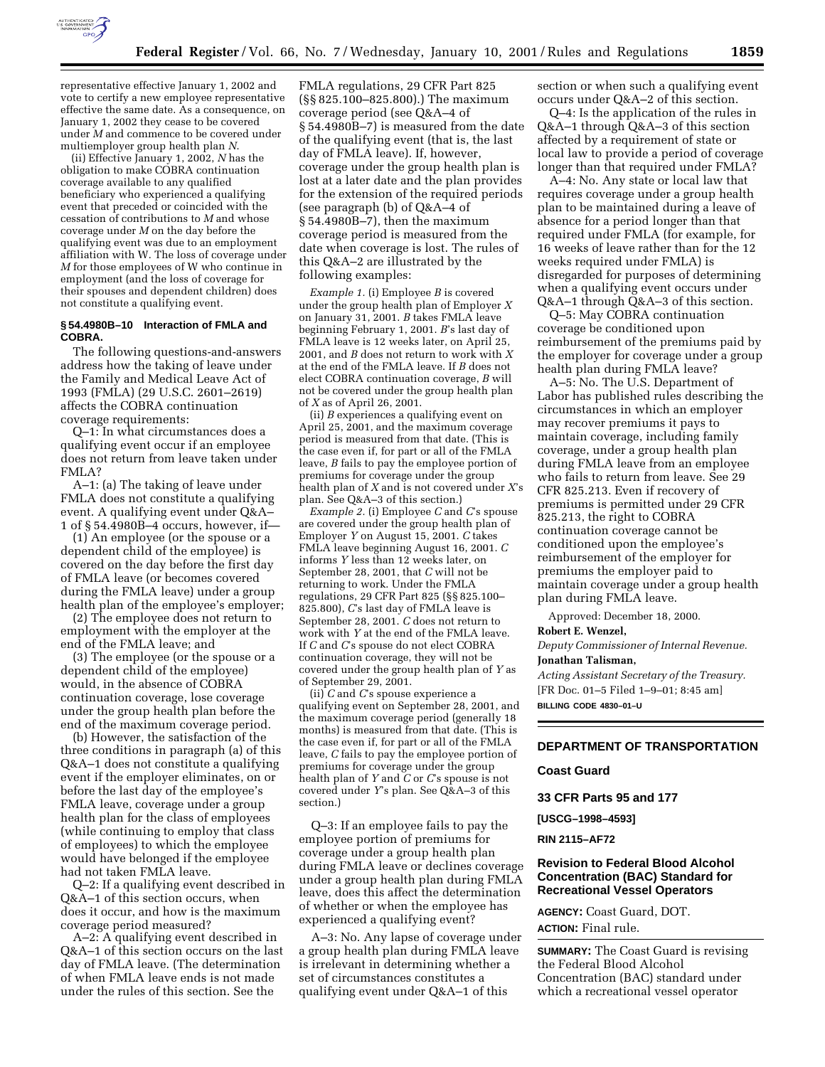representative effective January 1, 2002 and vote to certify a new employee representative effective the same date. As a consequence, on January 1, 2002 they cease to be covered under *M* and commence to be covered under multiemployer group health plan *N.*

(ii) Effective January 1, 2002, *N* has the obligation to make COBRA continuation coverage available to any qualified beneficiary who experienced a qualifying event that preceded or coincided with the cessation of contributions to *M* and whose coverage under *M* on the day before the qualifying event was due to an employment affiliation with W. The loss of coverage under *M* for those employees of W who continue in employment (and the loss of coverage for their spouses and dependent children) does not constitute a qualifying event.

**§ 54.4980B–10 Interaction of FMLA and COBRA.**

The following questions-and-answers address how the taking of leave under the Family and Medical Leave Act of 1993 (FMLA) (29 U.S.C. 2601–2619) affects the COBRA continuation coverage requirements:

Q–1: In what circumstances does a qualifying event occur if an employee does not return from leave taken under FMLA?

A–1: (a) The taking of leave under FMLA does not constitute a qualifying event. A qualifying event under Q&A–1 of § 54.4980B–4 occurs, however, if—

(1) An employee (or the spouse or a dependent child of the employee) is covered on the day before the first day of FMLA leave (or becomes covered during the FMLA leave) under a group health plan of the employee's employer;

(2) The employee does not return to employment with the employer at the end of the FMLA leave; and

(3) The employee (or the spouse or a dependent child of the employee) would, in the absence of COBRA continuation coverage, lose coverage under the group health plan before the end of the maximum coverage period.

(b) However, the satisfaction of the three conditions in paragraph (a) of this Q&A–1 does not constitute a qualifying event if the employer eliminates, on or before the last day of the employee's FMLA leave, coverage under a group health plan for the class of employees (while continuing to employ that class of employees) to which the employee would have belonged if the employee had not taken FMLA leave.

Q–2: If a qualifying event described in Q&A–1 of this section occurs, when does it occur, and how is the maximum coverage period measured?

A–2: A qualifying event described in Q&A–1 of this section occurs on the last day of FMLA leave. (The determination of when FMLA leave ends is not made under the rules of this section. See the FMLA regulations, 29 CFR Part 825 (§§ 825.100–825.800).) The maximum coverage period (see Q&A–4 of § 54.4980B–7) is measured from the date of the qualifying event (that is, the last day of FMLA leave). If, however, coverage under the group health plan is lost at a later date and the plan provides for the extension of the required periods (see paragraph (b) of Q&A–4 of § 54.4980B–7), then the maximum coverage period is measured from the date when coverage is lost. The rules of this Q&A–2 are illustrated by the following examples:

*Example 1.* (i) Employee *B* is covered under the group health plan of Employer *X* on January 31, 2001. *B* takes FMLA leave beginning February 1, 2001. *B*'s last day of FMLA leave is 12 weeks later, on April 25, 2001, and *B* does not return to work with *X* at the end of the FMLA leave. If *B* does not elect COBRA continuation coverage, *B* will not be covered under the group health plan of *X* as of April 26, 2001.

(ii) *B* experiences a qualifying event on April 25, 2001, and the maximum coverage period is measured from that date. (This is the case even if, for part or all of the FMLA leave, *B* fails to pay the employee portion of premiums for coverage under the group health plan of *X* and is not covered under *X*'s plan. See Q&A–3 of this section.)

*Example 2.* (i) Employee *C* and *C*'s spouse are covered under the group health plan of Employer *Y* on August 15, 2001. *C* takes FMLA leave beginning August 16, 2001. *C* informs *Y* less than 12 weeks later, on September 28, 2001, that *C* will not be returning to work. Under the FMLA regulations, 29 CFR Part 825 (§§ 825.100–825.800), *C*'s last day of FMLA leave is September 28, 2001. *C* does not return to work with *Y* at the end of the FMLA leave. If *C* and *C*'s spouse do not elect COBRA continuation coverage, they will not be covered under the group health plan of *Y* as of September 29, 2001.

(ii) *C* and *C*'s spouse experience a qualifying event on September 28, 2001, and the maximum coverage period (generally 18 months) is measured from that date. (This is the case even if, for part or all of the FMLA leave, *C* fails to pay the employee portion of premiums for coverage under the group health plan of *Y* and *C* or *C*'s spouse is not covered under *Y*'s plan. See Q&A–3 of this section.)

Q–3: If an employee fails to pay the employee portion of premiums for coverage under a group health plan during FMLA leave or declines coverage under a group health plan during FMLA leave, does this affect the determination of whether or when the employee has experienced a qualifying event?

A–3: No. Any lapse of coverage under a group health plan during FMLA leave is irrelevant in determining whether a set of circumstances constitutes a qualifying event under Q&A–1 of this section or when such a qualifying event occurs under Q&A–2 of this section.

Q–4: Is the application of the rules in Q&A–1 through Q&A–3 of this section affected by a requirement of state or local law to provide a period of coverage longer than that required under FMLA?

A–4: No. Any state or local law that requires coverage under a group health plan to be maintained during a leave of absence for a period longer than that required under FMLA (for example, for 16 weeks of leave rather than for the 12 weeks required under FMLA) is disregarded for purposes of determining when a qualifying event occurs under Q&A–1 through Q&A–3 of this section.

Q–5: May COBRA continuation coverage be conditioned upon reimbursement of the premiums paid by the employer for coverage under a group health plan during FMLA leave?

A–5: No. The U.S. Department of Labor has published rules describing the circumstances in which an employer may recover premiums it pays to maintain coverage, including family coverage, under a group health plan during FMLA leave from an employee who fails to return from leave. See 29 CFR 825.213. Even if recovery of premiums is permitted under 29 CFR 825.213, the right to COBRA continuation coverage cannot be conditioned upon the employee's reimbursement of the employer for premiums the employer paid to maintain coverage under a group health plan during FMLA leave.

Approved: December 18, 2000.

**Robert E. Wenzel,**

*Deputy Commissioner of Internal Revenue.*

**Jonathan Talisman,**

*Acting Assistant Secretary of the Treasury.*

[FR Doc. 01–5 Filed 1–9–01; 8:45 am]

**BILLING CODE 4830–01–U**

---

## DEPARTMENT OF TRANSPORTATION

### Coast Guard

### 33 CFR Parts 95 and 177

**[USCG–1998–4593]**

**RIN 2115–AF72**

## Revision to Federal Blood Alcohol Concentration (BAC) Standard for Recreational Vessel Operators

**AGENCY:** Coast Guard, DOT.

**ACTION:** Final rule.

**SUMMARY:** The Coast Guard is revising the Federal Blood Alcohol Concentration (BAC) standard under which a recreational vessel operator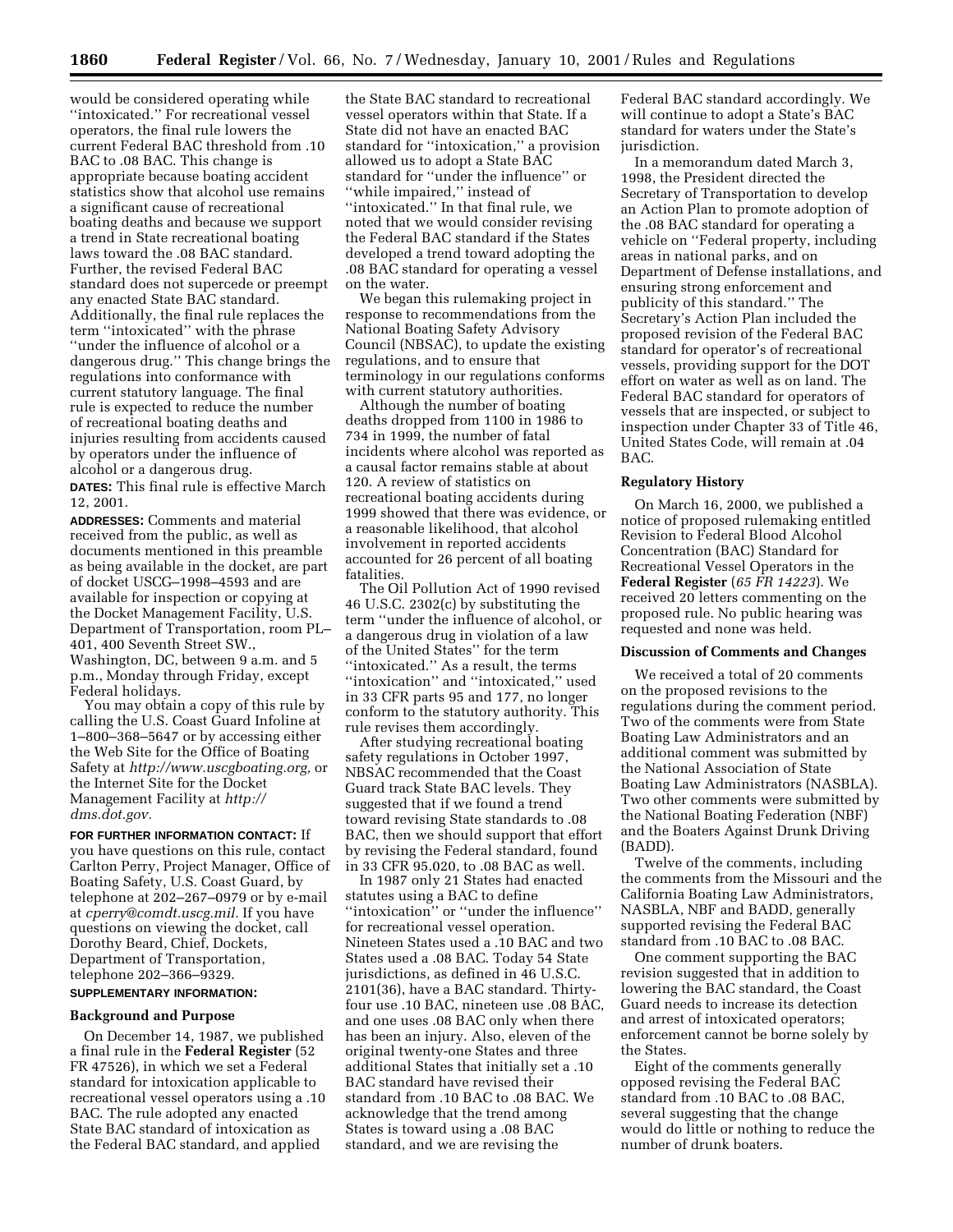would be considered operating while ''intoxicated.'' For recreational vessel operators, the final rule lowers the current Federal BAC threshold from .10 BAC to .08 BAC. This change is appropriate because boating accident statistics show that alcohol use remains a significant cause of recreational boating deaths and because we support a trend in State recreational boating laws toward the .08 BAC standard. Further, the revised Federal BAC standard does not supercede or preempt any enacted State BAC standard. Additionally, the final rule replaces the term ''intoxicated'' with the phrase ''under the influence of alcohol or a dangerous drug.'' This change brings the regulations into conformance with current statutory language. The final rule is expected to reduce the number of recreational boating deaths and injuries resulting from accidents caused by operators under the influence of alcohol or a dangerous drug.

**DATES:** This final rule is effective March 12, 2001.

**ADDRESSES:** Comments and material received from the public, as well as documents mentioned in this preamble as being available in the docket, are part of docket USCG–1998–4593 and are available for inspection or copying at the Docket Management Facility, U.S. Department of Transportation, room PL–401, 400 Seventh Street SW., Washington, DC, between 9 a.m. and 5 p.m., Monday through Friday, except Federal holidays.

You may obtain a copy of this rule by calling the U.S. Coast Guard Infoline at 1–800–368–5647 or by accessing either the Web Site for the Office of Boating Safety at *http://www.uscgboating.org,* or the Internet Site for the Docket Management Facility at *http://dms.dot.gov.*

**FOR FURTHER INFORMATION CONTACT:** If you have questions on this rule, contact Carlton Perry, Project Manager, Office of Boating Safety, U.S. Coast Guard, by telephone at 202–267–0979 or by e-mail at *cperry@comdt.uscg.mil.* If you have questions on viewing the docket, call Dorothy Beard, Chief, Dockets, Department of Transportation, telephone 202–366–9329.

**SUPPLEMENTARY INFORMATION:**

**Background and Purpose**

On December 14, 1987, we published a final rule in the **Federal Register** (52 FR 47526), in which we set a Federal standard for intoxication applicable to recreational vessel operators using a .10 BAC. The rule adopted any enacted State BAC standard of intoxication as the Federal BAC standard, and applied the State BAC standard to recreational vessel operators within that State. If a State did not have an enacted BAC standard for ''intoxication,'' a provision allowed us to adopt a State BAC standard for ''under the influence'' or ''while impaired,'' instead of ''intoxicated.'' In that final rule, we noted that we would consider revising the Federal BAC standard if the States developed a trend toward adopting the .08 BAC standard for operating a vessel on the water.

We began this rulemaking project in response to recommendations from the National Boating Safety Advisory Council (NBSAC), to update the existing regulations, and to ensure that terminology in our regulations conforms with current statutory authorities.

Although the number of boating deaths dropped from 1100 in 1986 to 734 in 1999, the number of fatal incidents where alcohol was reported as a causal factor remains stable at about 120. A review of statistics on recreational boating accidents during 1999 showed that there was evidence, or a reasonable likelihood, that alcohol involvement in reported accidents accounted for 26 percent of all boating fatalities.

The Oil Pollution Act of 1990 revised 46 U.S.C. 2302(c) by substituting the term ''under the influence of alcohol, or a dangerous drug in violation of a law of the United States'' for the term ''intoxicated.'' As a result, the terms ''intoxication'' and ''intoxicated,'' used in 33 CFR parts 95 and 177, no longer conform to the statutory authority. This rule revises them accordingly.

After studying recreational boating safety regulations in October 1997, NBSAC recommended that the Coast Guard track State BAC levels. They suggested that if we found a trend toward revising State standards to .08 BAC, then we should support that effort by revising the Federal standard, found in 33 CFR 95.020, to .08 BAC as well.

In 1987 only 21 States had enacted statutes using a BAC to define ''intoxication'' or ''under the influence'' for recreational vessel operation. Nineteen States used a .10 BAC and two States used a .08 BAC. Today 54 State jurisdictions, as defined in 46 U.S.C. 2101(36), have a BAC standard. Thirty-four use .10 BAC, nineteen use .08 BAC, and one uses .08 BAC only when there has been an injury. Also, eleven of the original twenty-one States and three additional States that initially set a .10 BAC standard have revised their standard from .10 BAC to .08 BAC. We acknowledge that the trend among States is toward using a .08 BAC standard, and we are revising the Federal BAC standard accordingly. We will continue to adopt a State's BAC standard for waters under the State's jurisdiction.

In a memorandum dated March 3, 1998, the President directed the Secretary of Transportation to develop an Action Plan to promote adoption of the .08 BAC standard for operating a vehicle on ''Federal property, including areas in national parks, and on Department of Defense installations, and ensuring strong enforcement and publicity of this standard.'' The Secretary's Action Plan included the proposed revision of the Federal BAC standard for operator's of recreational vessels, providing support for the DOT effort on water as well as on land. The Federal BAC standard for operators of vessels that are inspected, or subject to inspection under Chapter 33 of Title 46, United States Code, will remain at .04 BAC.

**Regulatory History**

On March 16, 2000, we published a notice of proposed rulemaking entitled Revision to Federal Blood Alcohol Concentration (BAC) Standard for Recreational Vessel Operators in the **Federal Register** (*65 FR 14223*). We received 20 letters commenting on the proposed rule. No public hearing was requested and none was held.

**Discussion of Comments and Changes**

We received a total of 20 comments on the proposed revisions to the regulations during the comment period. Two of the comments were from State Boating Law Administrators and an additional comment was submitted by the National Association of State Boating Law Administrators (NASBLA). Two other comments were submitted by the National Boating Federation (NBF) and the Boaters Against Drunk Driving (BADD).

Twelve of the comments, including the comments from the Missouri and the California Boating Law Administrators, NASBLA, NBF and BADD, generally supported revising the Federal BAC standard from .10 BAC to .08 BAC.

One comment supporting the BAC revision suggested that in addition to lowering the BAC standard, the Coast Guard needs to increase its detection and arrest of intoxicated operators; enforcement cannot be borne solely by the States.

Eight of the comments generally opposed revising the Federal BAC standard from .10 BAC to .08 BAC, several suggesting that the change would do little or nothing to reduce the number of drunk boaters.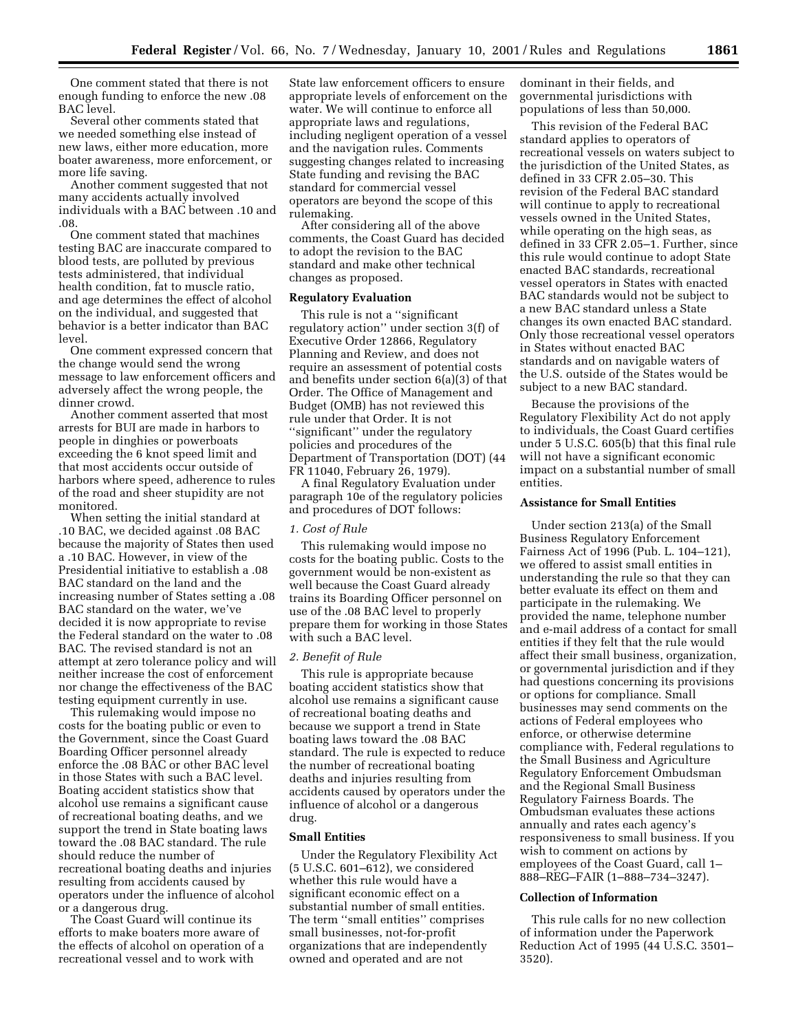One comment stated that there is not enough funding to enforce the new .08 BAC level.

Several other comments stated that we needed something else instead of new laws, either more education, more boater awareness, more enforcement, or more life saving.

Another comment suggested that not many accidents actually involved individuals with a BAC between .10 and .08.

One comment stated that machines testing BAC are inaccurate compared to blood tests, are polluted by previous tests administered, that individual health condition, fat to muscle ratio, and age determines the effect of alcohol on the individual, and suggested that behavior is a better indicator than BAC level.

One comment expressed concern that the change would send the wrong message to law enforcement officers and adversely affect the wrong people, the dinner crowd.

Another comment asserted that most arrests for BUI are made in harbors to people in dinghies or powerboats exceeding the 6 knot speed limit and that most accidents occur outside of harbors where speed, adherence to rules of the road and sheer stupidity are not monitored.

When setting the initial standard at .10 BAC, we decided against .08 BAC because the majority of States then used a .10 BAC. However, in view of the Presidential initiative to establish a .08 BAC standard on the land and the increasing number of States setting a .08 BAC standard on the water, we've decided it is now appropriate to revise the Federal standard on the water to .08 BAC. The revised standard is not an attempt at zero tolerance policy and will neither increase the cost of enforcement nor change the effectiveness of the BAC testing equipment currently in use.

This rulemaking would impose no costs for the boating public or even to the Government, since the Coast Guard Boarding Officer personnel already enforce the .08 BAC or other BAC level in those States with such a BAC level. Boating accident statistics show that alcohol use remains a significant cause of recreational boating deaths, and we support the trend in State boating laws toward the .08 BAC standard. The rule should reduce the number of recreational boating deaths and injuries resulting from accidents caused by operators under the influence of alcohol or a dangerous drug.

The Coast Guard will continue its efforts to make boaters more aware of the effects of alcohol on operation of a recreational vessel and to work with State law enforcement officers to ensure appropriate levels of enforcement on the water. We will continue to enforce all appropriate laws and regulations, including negligent operation of a vessel and the navigation rules. Comments suggesting changes related to increasing State funding and revising the BAC standard for commercial vessel operators are beyond the scope of this rulemaking.

After considering all of the above comments, the Coast Guard has decided to adopt the revision to the BAC standard and make other technical changes as proposed.

**Regulatory Evaluation**

This rule is not a "significant regulatory action" under section 3(f) of Executive Order 12866, Regulatory Planning and Review, and does not require an assessment of potential costs and benefits under section 6(a)(3) of that Order. The Office of Management and Budget (OMB) has not reviewed this rule under that Order. It is not "significant" under the regulatory policies and procedures of the Department of Transportation (DOT) (44 FR 11040, February 26, 1979).

A final Regulatory Evaluation under paragraph 10e of the regulatory policies and procedures of DOT follows:

*1. Cost of Rule*

This rulemaking would impose no costs for the boating public. Costs to the government would be non-existent as well because the Coast Guard already trains its Boarding Officer personnel on use of the .08 BAC level to properly prepare them for working in those States with such a BAC level.

*2. Benefit of Rule*

This rule is appropriate because boating accident statistics show that alcohol use remains a significant cause of recreational boating deaths and because we support a trend in State boating laws toward the .08 BAC standard. The rule is expected to reduce the number of recreational boating deaths and injuries resulting from accidents caused by operators under the influence of alcohol or a dangerous drug.

**Small Entities**

Under the Regulatory Flexibility Act (5 U.S.C. 601–612), we considered whether this rule would have a significant economic effect on a substantial number of small entities. The term "small entities" comprises small businesses, not-for-profit organizations that are independently owned and operated and are not dominant in their fields, and governmental jurisdictions with populations of less than 50,000.

This revision of the Federal BAC standard applies to operators of recreational vessels on waters subject to the jurisdiction of the United States, as defined in 33 CFR 2.05–30. This revision of the Federal BAC standard will continue to apply to recreational vessels owned in the United States, while operating on the high seas, as defined in 33 CFR 2.05–1. Further, since this rule would continue to adopt State enacted BAC standards, recreational vessel operators in States with enacted BAC standards would not be subject to a new BAC standard unless a State changes its own enacted BAC standard. Only those recreational vessel operators in States without enacted BAC standards and on navigable waters of the U.S. outside of the States would be subject to a new BAC standard.

Because the provisions of the Regulatory Flexibility Act do not apply to individuals, the Coast Guard certifies under 5 U.S.C. 605(b) that this final rule will not have a significant economic impact on a substantial number of small entities.

**Assistance for Small Entities**

Under section 213(a) of the Small Business Regulatory Enforcement Fairness Act of 1996 (Pub. L. 104–121), we offered to assist small entities in understanding the rule so that they can better evaluate its effect on them and participate in the rulemaking. We provided the name, telephone number and e-mail address of a contact for small entities if they felt that the rule would affect their small business, organization, or governmental jurisdiction and if they had questions concerning its provisions or options for compliance. Small businesses may send comments on the actions of Federal employees who enforce, or otherwise determine compliance with, Federal regulations to the Small Business and Agriculture Regulatory Enforcement Ombudsman and the Regional Small Business Regulatory Fairness Boards. The Ombudsman evaluates these actions annually and rates each agency's responsiveness to small business. If you wish to comment on actions by employees of the Coast Guard, call 1–888–REG–FAIR (1–888–734–3247).

**Collection of Information**

This rule calls for no new collection of information under the Paperwork Reduction Act of 1995 (44 U.S.C. 3501–3520).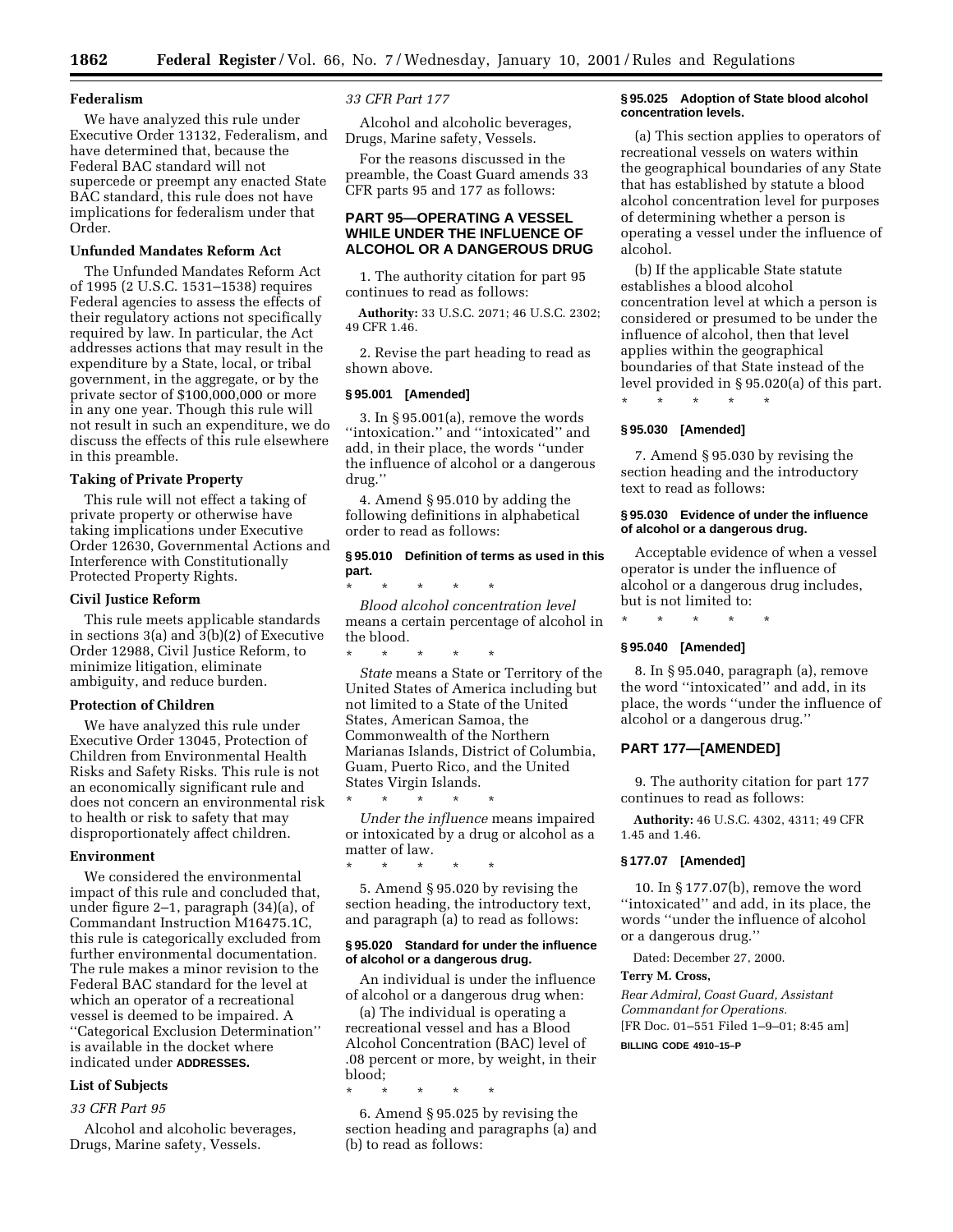**Federalism**

We have analyzed this rule under Executive Order 13132, Federalism, and have determined that, because the Federal BAC standard will not supercede or preempt any enacted State BAC standard, this rule does not have implications for federalism under that Order.

**Unfunded Mandates Reform Act**

The Unfunded Mandates Reform Act of 1995 (2 U.S.C. 1531–1538) requires Federal agencies to assess the effects of their regulatory actions not specifically required by law. In particular, the Act addresses actions that may result in the expenditure by a State, local, or tribal government, in the aggregate, or by the private sector of $100,000,000 or more in any one year. Though this rule will not result in such an expenditure, we do discuss the effects of this rule elsewhere in this preamble.

**Taking of Private Property**

This rule will not effect a taking of private property or otherwise have taking implications under Executive Order 12630, Governmental Actions and Interference with Constitutionally Protected Property Rights.

**Civil Justice Reform**

This rule meets applicable standards in sections 3(a) and 3(b)(2) of Executive Order 12988, Civil Justice Reform, to minimize litigation, eliminate ambiguity, and reduce burden.

**Protection of Children**

We have analyzed this rule under Executive Order 13045, Protection of Children from Environmental Health Risks and Safety Risks. This rule is not an economically significant rule and does not concern an environmental risk to health or risk to safety that may disproportionately affect children.

**Environment**

We considered the environmental impact of this rule and concluded that, under figure 2–1, paragraph (34)(a), of Commandant Instruction M16475.1C, this rule is categorically excluded from further environmental documentation. The rule makes a minor revision to the Federal BAC standard for the level at which an operator of a recreational vessel is deemed to be impaired. A ''Categorical Exclusion Determination'' is available in the docket where indicated under **ADDRESSES.**

**List of Subjects**

*33 CFR Part 95*

Alcohol and alcoholic beverages, Drugs, Marine safety, Vessels.

*33 CFR Part 177*

Alcohol and alcoholic beverages, Drugs, Marine safety, Vessels.

For the reasons discussed in the preamble, the Coast Guard amends 33 CFR parts 95 and 177 as follows:

## PART 95—OPERATING A VESSEL WHILE UNDER THE INFLUENCE OF ALCOHOL OR A DANGEROUS DRUG

1. The authority citation for part 95 continues to read as follows:

**Authority:** 33 U.S.C. 2071; 46 U.S.C. 2302; 49 CFR 1.46.

2. Revise the part heading to read as shown above.

### § 95.001 [Amended]

3. In § 95.001(a), remove the words ''intoxication.'' and ''intoxicated'' and add, in their place, the words ''under the influence of alcohol or a dangerous drug.''

4. Amend § 95.010 by adding the following definitions in alphabetical order to read as follows:

### § 95.010 Definition of terms as used in this part.

\* \* \* \* \*

*Blood alcohol concentration level* means a certain percentage of alcohol in the blood.

\* \* \* \* \*

*State* means a State or Territory of the United States of America including but not limited to a State of the United States, American Samoa, the Commonwealth of the Northern Marianas Islands, District of Columbia, Guam, Puerto Rico, and the United States Virgin Islands.

\* \* \* \* \*

*Under the influence* means impaired or intoxicated by a drug or alcohol as a matter of law.

\* \* \* \* \*

5. Amend § 95.020 by revising the section heading, the introductory text, and paragraph (a) to read as follows:

### § 95.020 Standard for under the influence of alcohol or a dangerous drug.

An individual is under the influence of alcohol or a dangerous drug when:

(a) The individual is operating a recreational vessel and has a Blood Alcohol Concentration (BAC) level of .08 percent or more, by weight, in their blood;

\* \* \* \* \*

6. Amend § 95.025 by revising the section heading and paragraphs (a) and (b) to read as follows:

### § 95.025 Adoption of State blood alcohol concentration levels.

(a) This section applies to operators of recreational vessels on waters within the geographical boundaries of any State that has established by statute a blood alcohol concentration level for purposes of determining whether a person is operating a vessel under the influence of alcohol.

(b) If the applicable State statute establishes a blood alcohol concentration level at which a person is considered or presumed to be under the influence of alcohol, then that level applies within the geographical boundaries of that State instead of the level provided in § 95.020(a) of this part.

\* \* \* \* \*

### § 95.030 [Amended]

7. Amend § 95.030 by revising the section heading and the introductory text to read as follows:

### § 95.030 Evidence of under the influence of alcohol or a dangerous drug.

Acceptable evidence of when a vessel operator is under the influence of alcohol or a dangerous drug includes, but is not limited to:

\* \* \* \* \*

### § 95.040 [Amended]

8. In § 95.040, paragraph (a), remove the word ''intoxicated'' and add, in its place, the words ''under the influence of alcohol or a dangerous drug.''

## PART 177—[AMENDED]

9. The authority citation for part 177 continues to read as follows:

**Authority:** 46 U.S.C. 4302, 4311; 49 CFR 1.45 and 1.46.

### § 177.07 [Amended]

10. In § 177.07(b), remove the word ''intoxicated'' and add, in its place, the words ''under the influence of alcohol or a dangerous drug.''

Dated: December 27, 2000.

**Terry M. Cross,**

*Rear Admiral, Coast Guard, Assistant Commandant for Operations.*

[FR Doc. 01–551 Filed 1–9–01; 8:45 am]

**BILLING CODE 4910–15–P**